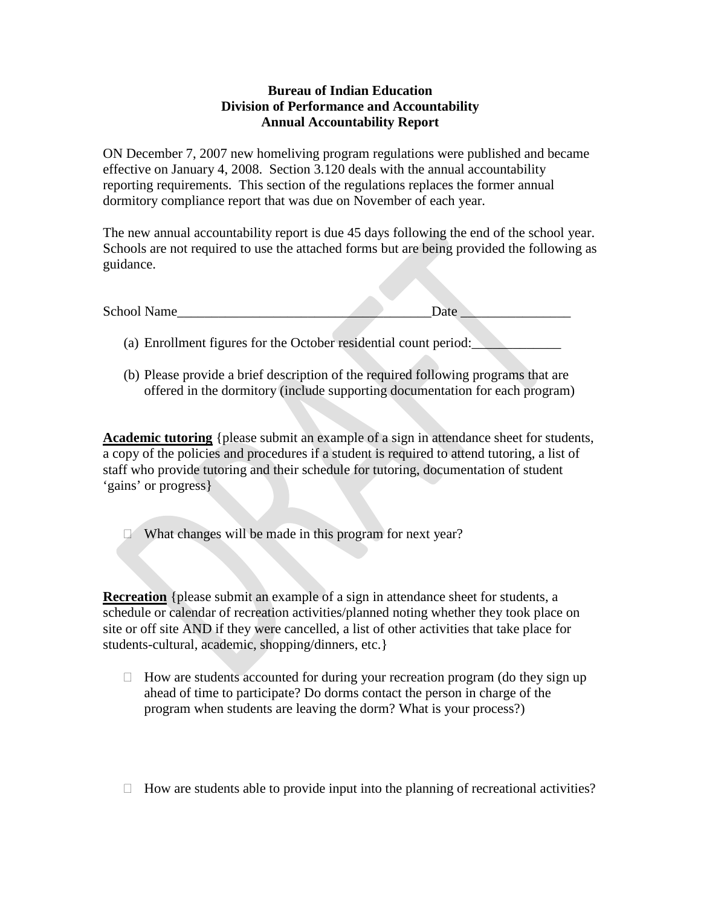**Bureau of Indian Education**
**Division of Performance and Accountability**
**Annual Accountability Report**

ON December 7, 2007 new homeliving program regulations were published and became effective on January 4, 2008. Section 3.120 deals with the annual accountability reporting requirements. This section of the regulations replaces the former annual dormitory compliance report that was due on November of each year.

The new annual accountability report is due 45 days following the end of the school year. Schools are not required to use the attached forms but are being provided the following as guidance.

School Name_____________________________________Date ________________

(a) Enrollment figures for the October residential count period:_____________

(b) Please provide a brief description of the required following programs that are offered in the dormitory (include supporting documentation for each program)

**Academic tutoring** {please submit an example of a sign in attendance sheet for students, a copy of the policies and procedures if a student is required to attend tutoring, a list of staff who provide tutoring and their schedule for tutoring, documentation of student 'gains' or progress}

- What changes will be made in this program for next year?

**Recreation** {please submit an example of a sign in attendance sheet for students, a schedule or calendar of recreation activities/planned noting whether they took place on site or off site AND if they were cancelled, a list of other activities that take place for students-cultural, academic, shopping/dinners, etc.}

- How are students accounted for during your recreation program (do they sign up ahead of time to participate? Do dorms contact the person in charge of the program when students are leaving the dorm? What is your process?)

- How are students able to provide input into the planning of recreational activities?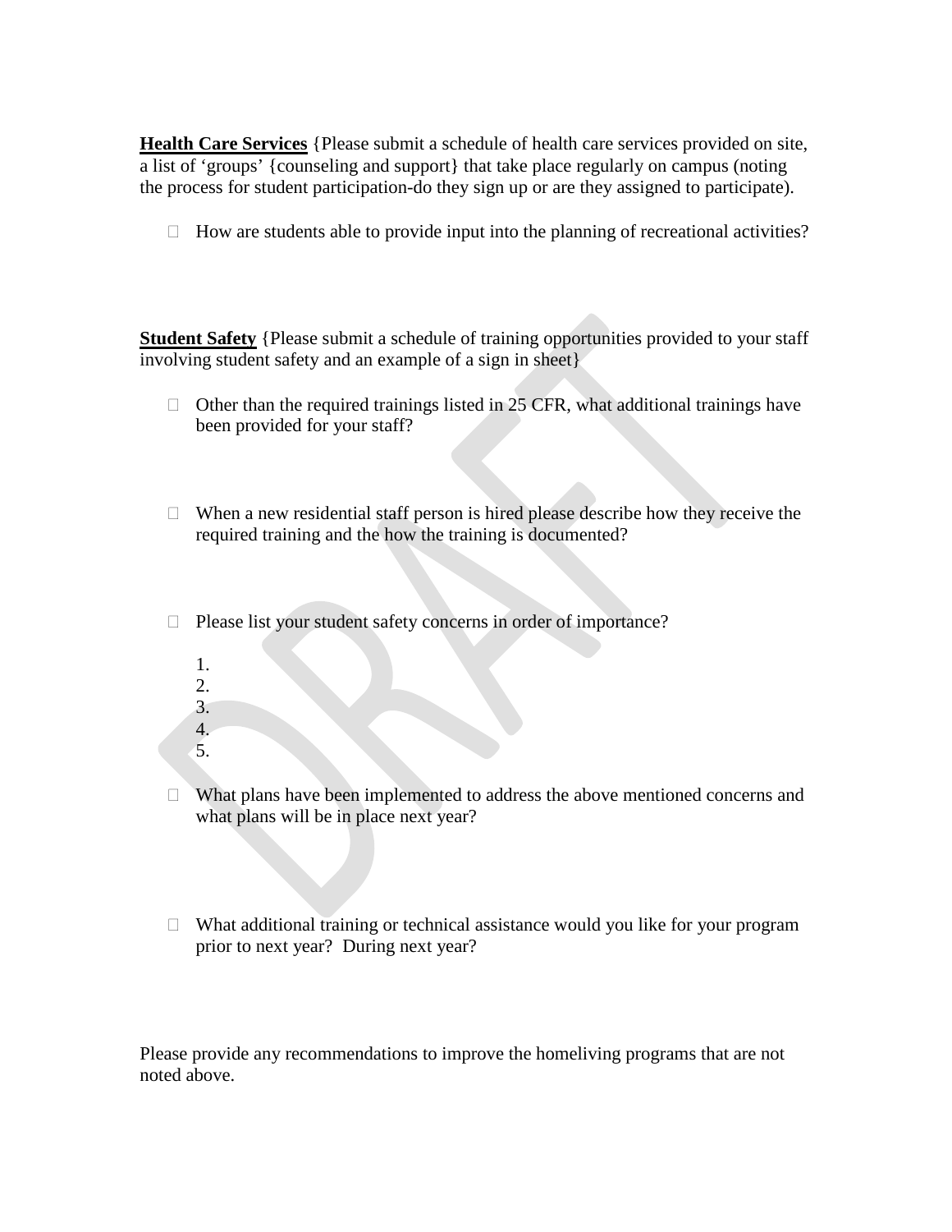**Health Care Services** {Please submit a schedule of health care services provided on site, a list of 'groups' {counseling and support} that take place regularly on campus (noting the process for student participation-do they sign up or are they assigned to participate).

- How are students able to provide input into the planning of recreational activities?

**Student Safety** {Please submit a schedule of training opportunities provided to your staff involving student safety and an example of a sign in sheet}

- Other than the required trainings listed in 25 CFR, what additional trainings have been provided for your staff?

- When a new residential staff person is hired please describe how they receive the required training and the how the training is documented?

- Please list your student safety concerns in order of importance?

  1.
  2.
  3.
  4.
  5.

- What plans have been implemented to address the above mentioned concerns and what plans will be in place next year?

- What additional training or technical assistance would you like for your program prior to next year? During next year?

Please provide any recommendations to improve the homeliving programs that are not noted above.